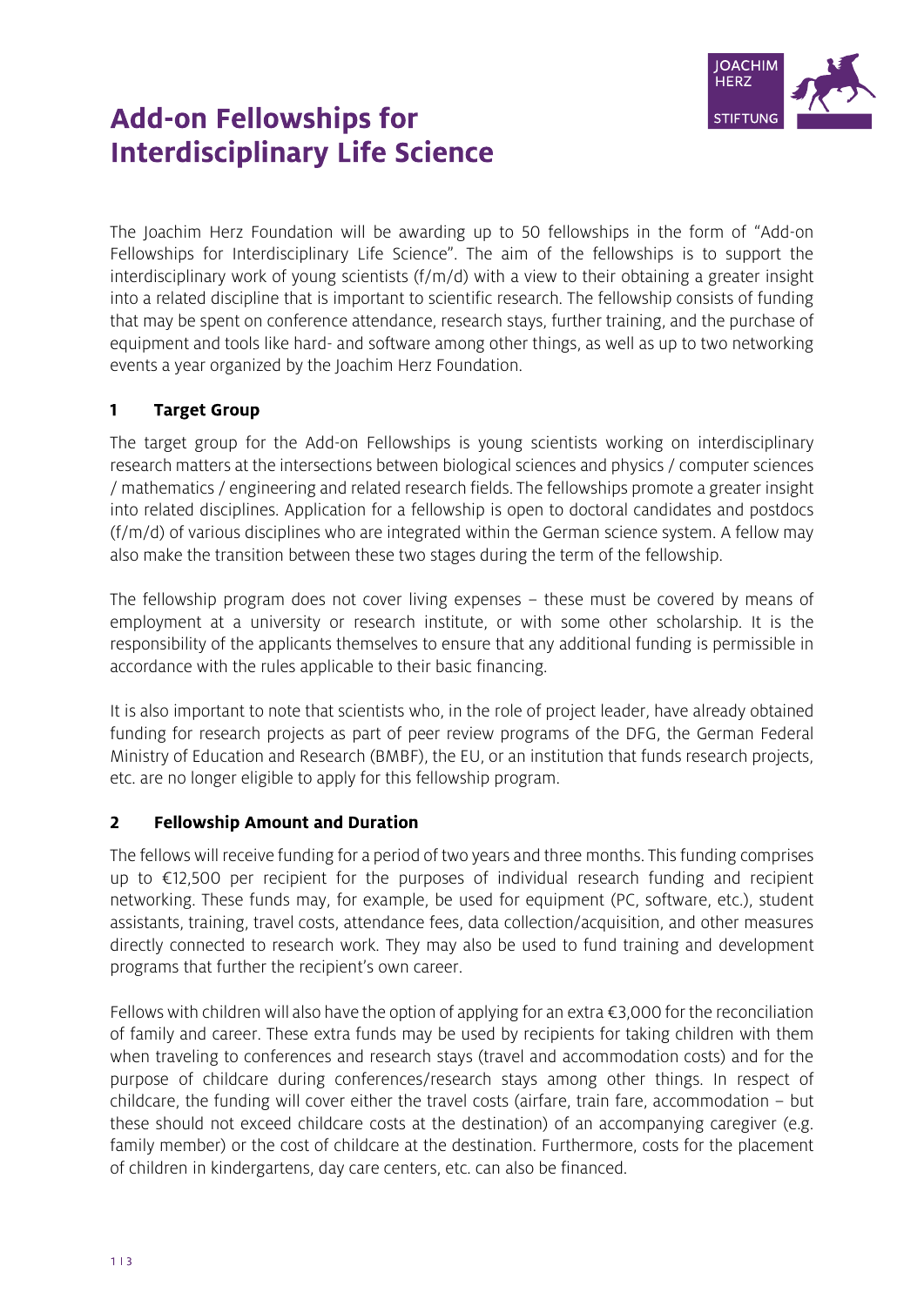# Add-on Fellowships for Interdisciplinary Life Science

The Joachim Herz Foundation will be awarding up to 50 fellowships in the form of "Add-on Fellowships for Interdisciplinary Life Science". The aim of the fellowships is to support the interdisciplinary work of young scientists (f/m/d) with a view to their obtaining a greater insight into a related discipline that is important to scientific research. The fellowship consists of funding that may be spent on conference attendance, research stays, further training, and the purchase of equipment and tools like hard- and software among other things, as well as up to two networking events a year organized by the Joachim Herz Foundation.

## 1 Target Group

The target group for the Add-on Fellowships is young scientists working on interdisciplinary research matters at the intersections between biological sciences and physics / computer sciences / mathematics / engineering and related research fields. The fellowships promote a greater insight into related disciplines. Application for a fellowship is open to doctoral candidates and postdocs (f/m/d) of various disciplines who are integrated within the German science system. A fellow may also make the transition between these two stages during the term of the fellowship.

The fellowship program does not cover living expenses – these must be covered by means of employment at a university or research institute, or with some other scholarship. It is the responsibility of the applicants themselves to ensure that any additional funding is permissible in accordance with the rules applicable to their basic financing.

It is also important to note that scientists who, in the role of project leader, have already obtained funding for research projects as part of peer review programs of the DFG, the German Federal Ministry of Education and Research (BMBF), the EU, or an institution that funds research projects, etc. are no longer eligible to apply for this fellowship program.

## 2 Fellowship Amount and Duration

The fellows will receive funding for a period of two years and three months. This funding comprises up to €12,500 per recipient for the purposes of individual research funding and recipient networking. These funds may, for example, be used for equipment (PC, software, etc.), student assistants, training, travel costs, attendance fees, data collection/acquisition, and other measures directly connected to research work. They may also be used to fund training and development programs that further the recipient's own career.

Fellows with children will also have the option of applying for an extra €3,000 for the reconciliation of family and career. These extra funds may be used by recipients for taking children with them when traveling to conferences and research stays (travel and accommodation costs) and for the purpose of childcare during conferences/research stays among other things. In respect of childcare, the funding will cover either the travel costs (airfare, train fare, accommodation – but these should not exceed childcare costs at the destination) of an accompanying caregiver (e.g. family member) or the cost of childcare at the destination. Furthermore, costs for the placement of children in kindergartens, day care centers, etc. can also be financed.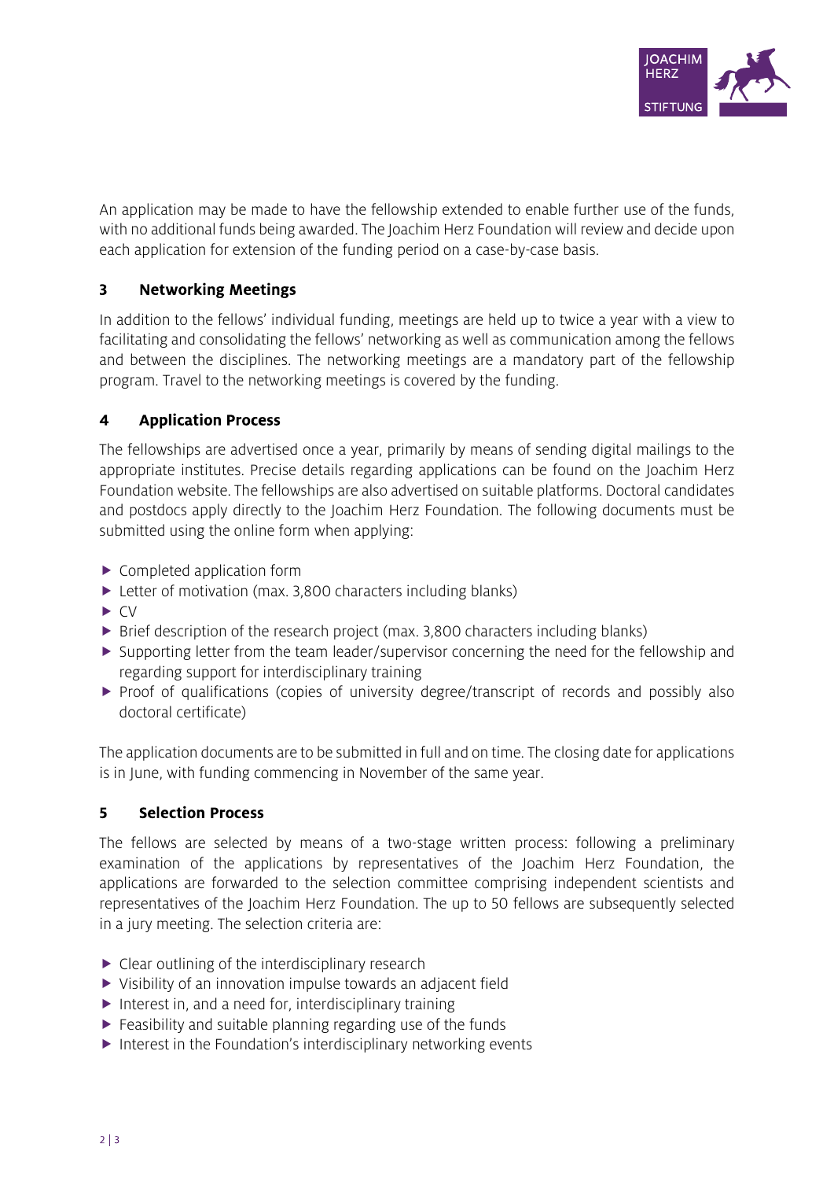An application may be made to have the fellowship extended to enable further use of the funds, with no additional funds being awarded. The Joachim Herz Foundation will review and decide upon each application for extension of the funding period on a case-by-case basis.

## 3 Networking Meetings

In addition to the fellows' individual funding, meetings are held up to twice a year with a view to facilitating and consolidating the fellows' networking as well as communication among the fellows and between the disciplines. The networking meetings are a mandatory part of the fellowship program. Travel to the networking meetings is covered by the funding.

## 4 Application Process

The fellowships are advertised once a year, primarily by means of sending digital mailings to the appropriate institutes. Precise details regarding applications can be found on the Joachim Herz Foundation website. The fellowships are also advertised on suitable platforms. Doctoral candidates and postdocs apply directly to the Joachim Herz Foundation. The following documents must be submitted using the online form when applying:

- Completed application form
- Letter of motivation (max. 3,800 characters including blanks)
- CV
- Brief description of the research project (max. 3,800 characters including blanks)
- Supporting letter from the team leader/supervisor concerning the need for the fellowship and regarding support for interdisciplinary training
- Proof of qualifications (copies of university degree/transcript of records and possibly also doctoral certificate)

The application documents are to be submitted in full and on time. The closing date for applications is in June, with funding commencing in November of the same year.

## 5 Selection Process

The fellows are selected by means of a two-stage written process: following a preliminary examination of the applications by representatives of the Joachim Herz Foundation, the applications are forwarded to the selection committee comprising independent scientists and representatives of the Joachim Herz Foundation. The up to 50 fellows are subsequently selected in a jury meeting. The selection criteria are:

- Clear outlining of the interdisciplinary research
- Visibility of an innovation impulse towards an adjacent field
- Interest in, and a need for, interdisciplinary training
- Feasibility and suitable planning regarding use of the funds
- Interest in the Foundation's interdisciplinary networking events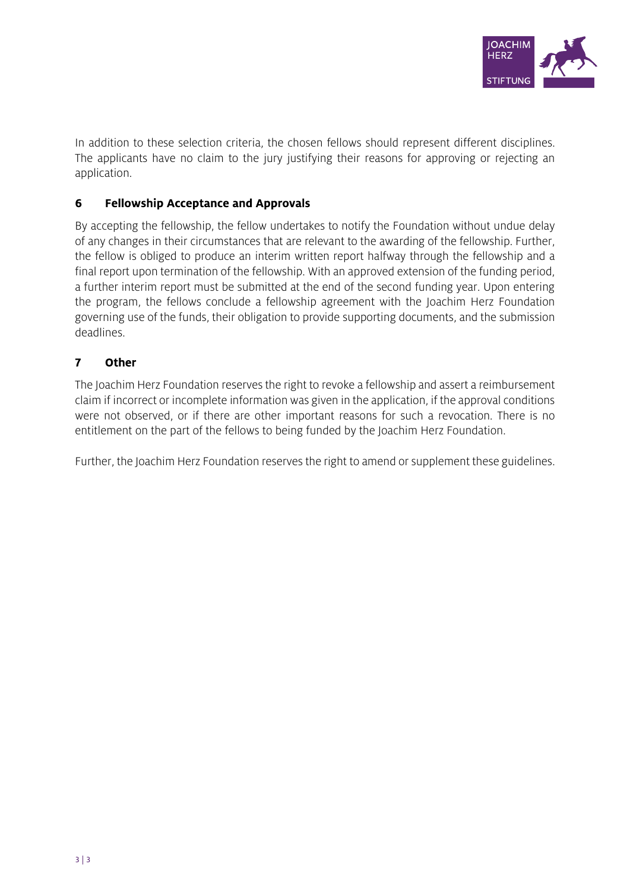In addition to these selection criteria, the chosen fellows should represent different disciplines. The applicants have no claim to the jury justifying their reasons for approving or rejecting an application.

## 6 Fellowship Acceptance and Approvals

By accepting the fellowship, the fellow undertakes to notify the Foundation without undue delay of any changes in their circumstances that are relevant to the awarding of the fellowship. Further, the fellow is obliged to produce an interim written report halfway through the fellowship and a final report upon termination of the fellowship. With an approved extension of the funding period, a further interim report must be submitted at the end of the second funding year. Upon entering the program, the fellows conclude a fellowship agreement with the Joachim Herz Foundation governing use of the funds, their obligation to provide supporting documents, and the submission deadlines.

## 7 Other

The Joachim Herz Foundation reserves the right to revoke a fellowship and assert a reimbursement claim if incorrect or incomplete information was given in the application, if the approval conditions were not observed, or if there are other important reasons for such a revocation. There is no entitlement on the part of the fellows to being funded by the Joachim Herz Foundation.

Further, the Joachim Herz Foundation reserves the right to amend or supplement these guidelines.